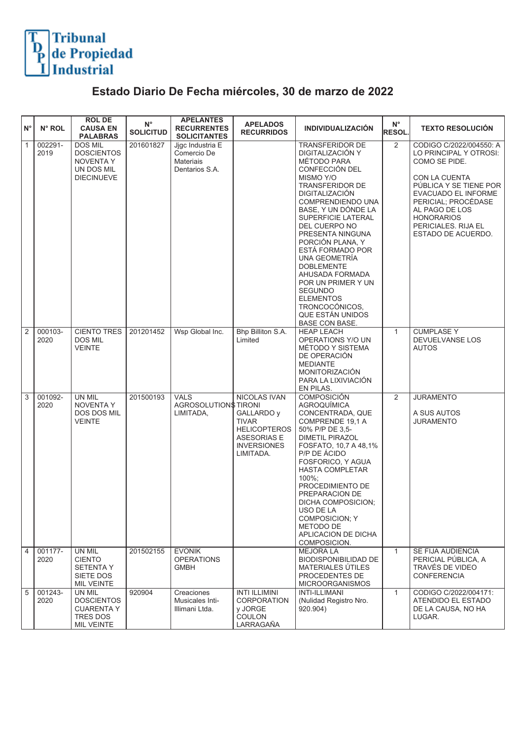Tribunal de Propiedad Industrial

# Estado Diario De Fecha miércoles, 30 de marzo de 2022

| N° | N° ROL | ROL DE CAUSA EN PALABRAS | N° SOLICITUD | APELANTES RECURRENTES SOLICITANTES | APELADOS RECURRIDOS | INDIVIDUALIZACIÓN | N° RESOL. | TEXTO RESOLUCIÓN |
|---|---|---|---|---|---|---|---|---|
| 1 | 002291-2019 | DOS MIL DOSCIENTOS NOVENTA Y UN DOS MIL DIECINUEVE | 201601827 | Jjgc Industria E Comercio De Materiais Dentarios S.A. | | TRANSFERIDOR DE DIGITALIZACIÓN Y MÉTODO PARA CONFECCIÓN DEL MISMO Y/O TRANSFERIDOR DE DIGITALIZACIÓN COMPRENDIENDO UNA BASE, Y UN DÓNDE LA SUPERFICIE LATERAL DEL CUERPO NO PRESENTA NINGUNA PORCIÓN PLANA, Y ESTÁ FORMADO POR UNA GEOMETRÍA DOBLEMENTE AHUSADA FORMADA POR UN PRIMER Y UN SEGUNDO ELEMENTOS TRONCOCÓNICOS, QUE ESTÁN UNIDOS BASE CON BASE. | 2 | CODIGO C/2022/004550: A LO PRINCIPAL Y OTROSI: COMO SE PIDE. CON LA CUENTA PÚBLICA Y SE TIENE POR EVACUADO EL INFORME PERICIAL; PROCÉDASE AL PAGO DE LOS HONORARIOS PERICIALES. RIJA EL ESTADO DE ACUERDO. |
| 2 | 000103-2020 | CIENTO TRES DOS MIL VEINTE | 201201452 | Wsp Global Inc. | Bhp Billiton S.A. Limited | HEAP LEACH OPERATIONS Y/O UN MÉTODO Y SISTEMA DE OPERACIÓN MEDIANTE MONITORIZACIÓN PARA LA LIXIVIACIÓN EN PILAS. | 1 | CUMPLASE Y DEVUELVANSE LOS AUTOS |
| 3 | 001092-2020 | UN MIL NOVENTA Y DOS DOS MIL VEINTE | 201500193 | VALS AGROSOLUTIONS LIMITADA, | TIRONI NICOLAS IVAN GALLARDO y TIVAR HELICOPTEROS ASESORIAS E INVERSIONES LIMITADA. | COMPOSICIÓN AGROQUÍMICA CONCENTRADA, QUE COMPRENDE 19,1 A 50% P/P DE 3,5-DIMETIL PIRAZOL FOSFATO, 10,7 A 48,1% P/P DE ÁCIDO FOSFORICO, Y AGUA HASTA COMPLETAR 100%; PROCEDIMIENTO DE PREPARACION DE DICHA COMPOSICION; USO DE LA COMPOSICION; Y METODO DE APLICACION DE DICHA COMPOSICION. | 2 | JURAMENTO A SUS AUTOS JURAMENTO |
| 4 | 001177-2020 | UN MIL CIENTO SETENTA Y SIETE DOS MIL VEINTE | 201502155 | EVONIK OPERATIONS GMBH | | MEJORA LA BIODISPONIBILIDAD DE MATERIALES ÚTILES PROCEDENTES DE MICROORGANISMOS | 1 | SE FIJA AUDIENCIA PERICIAL PÚBLICA, A TRAVÉS DE VIDEO CONFERENCIA |
| 5 | 001243-2020 | UN MIL DOSCIENTOS CUARENTA Y TRES DOS MIL VEINTE | 920904 | Creaciones Musicales Inti-Illimani Ltda. | INTI ILLIMINI CORPORATION y JORGE COULON LARRAGAÑA | INTI-ILLIMANI (Nulidad Registro Nro. 920.904) | 1 | CODIGO C/2022/004171: ATENDIDO EL ESTADO DE LA CAUSA, NO HA LUGAR. |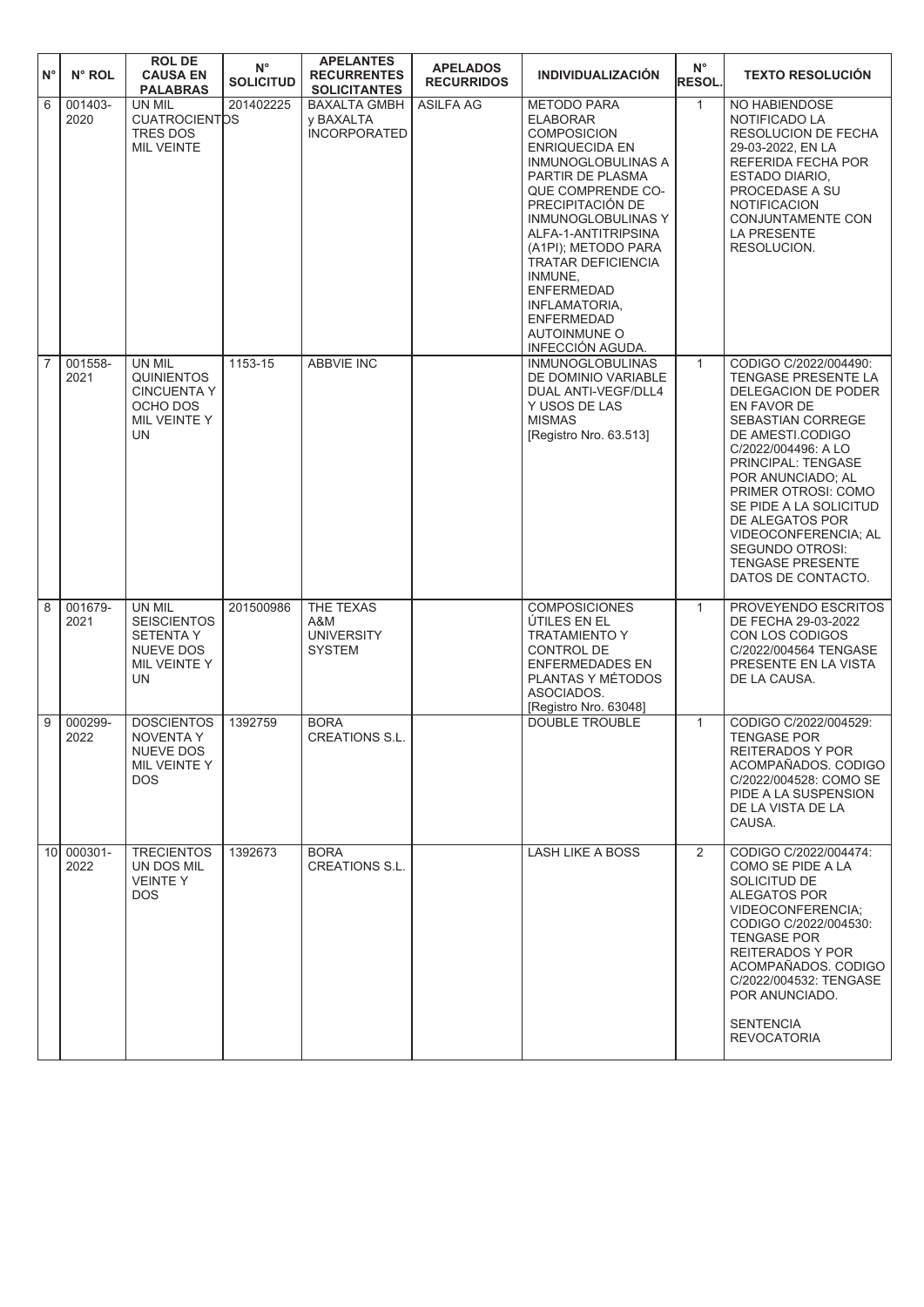| N° | N° ROL | ROL DE CAUSA EN PALABRAS | N° SOLICITUD | APELANTES RECURRENTES SOLICITANTES | APELADOS RECURRIDOS | INDIVIDUALIZACIÓN | N° RESOL. | TEXTO RESOLUCIÓN |
|---|---|---|---|---|---|---|---|---|
| 6 | 001403-2020 | UN MIL CUATROCIENTOS TRES DOS MIL VEINTE | 201402225 | BAXALTA GMBH y BAXALTA INCORPORATED | ASILFA AG | METODO PARA ELABORAR COMPOSICION ENRIQUECIDA EN INMUNOGLOBULINAS A PARTIR DE PLASMA QUE COMPRENDE CO-PRECIPITACIÓN DE INMUNOGLOBULINAS Y ALFA-1-ANTITRIPSINA (A1PI); METODO PARA TRATAR DEFICIENCIA INMUNE, ENFERMEDAD INFLAMATORIA, ENFERMEDAD AUTOINMUNE O INFECCIÓN AGUDA. | 1 | NO HABIENDOSE NOTIFICADO LA RESOLUCION DE FECHA 29-03-2022, EN LA REFERIDA FECHA POR ESTADO DIARIO, PROCEDASE A SU NOTIFICACION CONJUNTAMENTE CON LA PRESENTE RESOLUCION. |
| 7 | 001558-2021 | UN MIL QUINIENTOS CINCUENTA Y OCHO DOS MIL VEINTE Y UN | 1153-15 | ABBVIE INC | | INMUNOGLOBULINAS DE DOMINIO VARIABLE DUAL ANTI-VEGF/DLL4 Y USOS DE LAS MISMAS [Registro Nro. 63.513] | 1 | CODIGO C/2022/004490: TENGASE PRESENTE LA DELEGACION DE PODER EN FAVOR DE SEBASTIAN CORREGE DE AMESTI.CODIGO C/2022/004496: A LO PRINCIPAL: TENGASE POR ANUNCIADO; AL PRIMER OTROSI: COMO SE PIDE A LA SOLICITUD DE ALEGATOS POR VIDEOCONFERENCIA; AL SEGUNDO OTROSI: TENGASE PRESENTE DATOS DE CONTACTO. |
| 8 | 001679-2021 | UN MIL SEISCIENTOS SETENTA Y NUEVE DOS MIL VEINTE Y UN | 201500986 | THE TEXAS A&M UNIVERSITY SYSTEM | | COMPOSICIONES ÚTILES EN EL TRATAMIENTO Y CONTROL DE ENFERMEDADES EN PLANTAS Y MÉTODOS ASOCIADOS. [Registro Nro. 63048] | 1 | PROVEYENDO ESCRITOS DE FECHA 29-03-2022 CON LOS CODIGOS C/2022/004564 TENGASE PRESENTE EN LA VISTA DE LA CAUSA. |
| 9 | 000299-2022 | DOSCIENTOS NOVENTA Y NUEVE DOS MIL VEINTE Y DOS | 1392759 | BORA CREATIONS S.L. | | DOUBLE TROUBLE | 1 | CODIGO C/2022/004529: TENGASE POR REITERADOS Y POR ACOMPAÑADOS. CODIGO C/2022/004528: COMO SE PIDE A LA SUSPENSION DE LA VISTA DE LA CAUSA. |
| 10 | 000301-2022 | TRECIENTOS UN DOS MIL VEINTE Y DOS | 1392673 | BORA CREATIONS S.L. | | LASH LIKE A BOSS | 2 | CODIGO C/2022/004474: COMO SE PIDE A LA SOLICITUD DE ALEGATOS POR VIDEOCONFERENCIA; CODIGO C/2022/004530: TENGASE POR REITERADOS Y POR ACOMPAÑADOS. CODIGO C/2022/004532: TENGASE POR ANUNCIADO. SENTENCIA REVOCATORIA |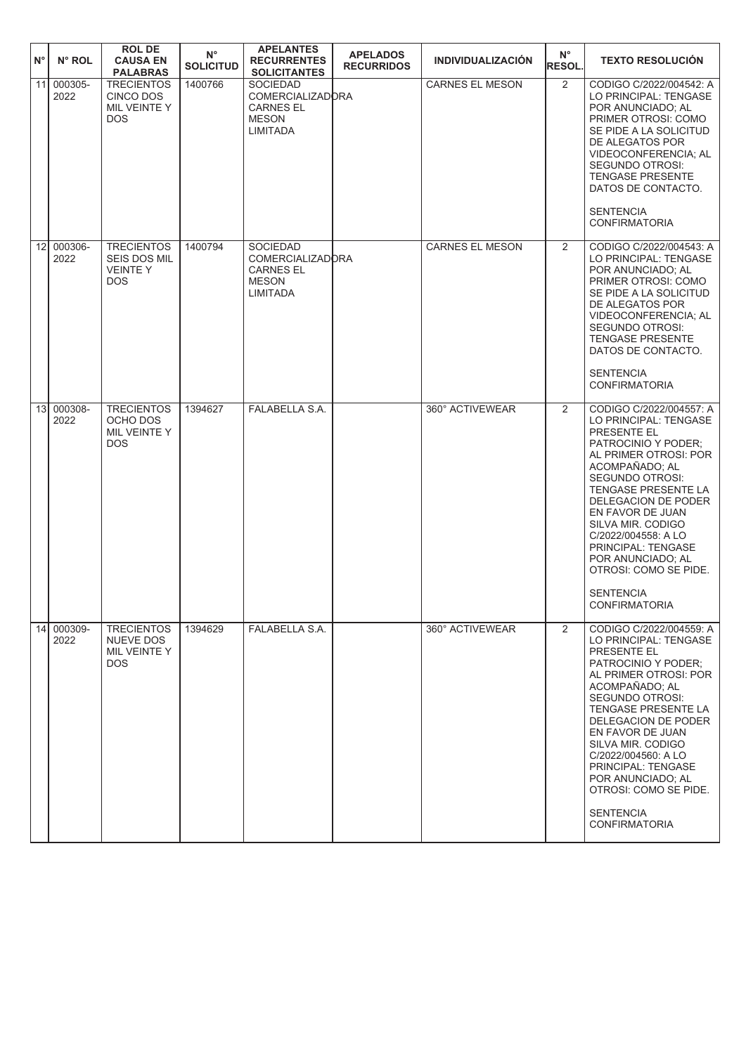| N° | N° ROL | ROL DE CAUSA EN PALABRAS | N° SOLICITUD | APELANTES RECURRENTES SOLICITANTES | APELADOS RECURRIDOS | INDIVIDUALIZACIÓN | N° RESOL. | TEXTO RESOLUCIÓN |
|---|---|---|---|---|---|---|---|---|
| 11 | 000305-2022 | TRECIENTOS CINCO DOS MIL VEINTE Y DOS | 1400766 | SOCIEDAD COMERCIALIZADORA CARNES EL MESON LIMITADA | | CARNES EL MESON | 2 | CODIGO C/2022/004542: A LO PRINCIPAL: TENGASE POR ANUNCIADO; AL PRIMER OTROSI: COMO SE PIDE A LA SOLICITUD DE ALEGATOS POR VIDEOCONFERENCIA; AL SEGUNDO OTROSI: TENGASE PRESENTE DATOS DE CONTACTO. SENTENCIA CONFIRMATORIA |
| 12 | 000306-2022 | TRECIENTOS SEIS DOS MIL VEINTE Y DOS | 1400794 | SOCIEDAD COMERCIALIZADORA CARNES EL MESON LIMITADA | | CARNES EL MESON | 2 | CODIGO C/2022/004543: A LO PRINCIPAL: TENGASE POR ANUNCIADO; AL PRIMER OTROSI: COMO SE PIDE A LA SOLICITUD DE ALEGATOS POR VIDEOCONFERENCIA; AL SEGUNDO OTROSI: TENGASE PRESENTE DATOS DE CONTACTO. SENTENCIA CONFIRMATORIA |
| 13 | 000308-2022 | TRECIENTOS OCHO DOS MIL VEINTE Y DOS | 1394627 | FALABELLA S.A. | | 360° ACTIVEWEAR | 2 | CODIGO C/2022/004557: A LO PRINCIPAL: TENGASE PRESENTE EL PATROCINIO Y PODER; AL PRIMER OTROSI: POR ACOMPAÑADO; AL SEGUNDO OTROSI: TENGASE PRESENTE LA DELEGACION DE PODER EN FAVOR DE JUAN SILVA MIR. CODIGO C/2022/004558: A LO PRINCIPAL: TENGASE POR ANUNCIADO; AL OTROSI: COMO SE PIDE. SENTENCIA CONFIRMATORIA |
| 14 | 000309-2022 | TRECIENTOS NUEVE DOS MIL VEINTE Y DOS | 1394629 | FALABELLA S.A. | | 360° ACTIVEWEAR | 2 | CODIGO C/2022/004559: A LO PRINCIPAL: TENGASE PRESENTE EL PATROCINIO Y PODER; AL PRIMER OTROSI: POR ACOMPAÑADO; AL SEGUNDO OTROSI: TENGASE PRESENTE LA DELEGACION DE PODER EN FAVOR DE JUAN SILVA MIR. CODIGO C/2022/004560: A LO PRINCIPAL: TENGASE POR ANUNCIADO; AL OTROSI: COMO SE PIDE. SENTENCIA CONFIRMATORIA |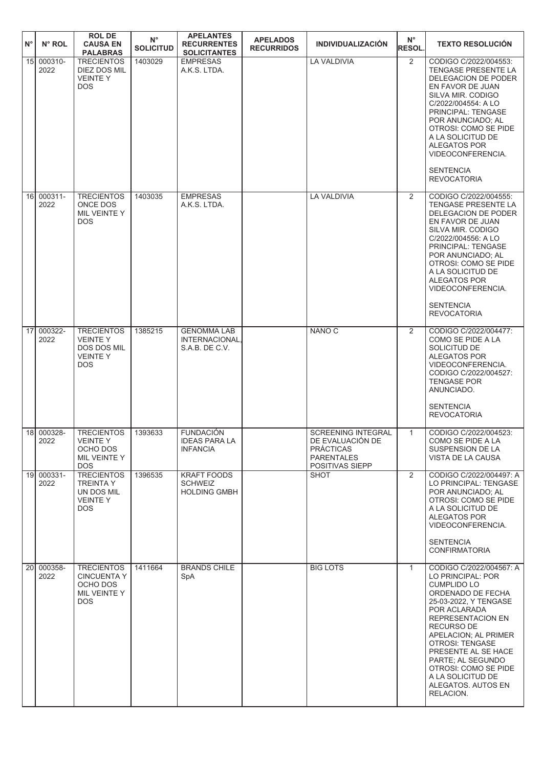| N° | N° ROL | ROL DE CAUSA EN PALABRAS | N° SOLICITUD | APELANTES RECURRENTES SOLICITANTES | APELADOS RECURRIDOS | INDIVIDUALIZACIÓN | N° RESOL. | TEXTO RESOLUCIÓN |
|---|---|---|---|---|---|---|---|---|
| 15 | 000310-2022 | TRECIENTOS DIEZ DOS MIL VEINTE Y DOS | 1403029 | EMPRESAS A.K.S. LTDA. | | LA VALDIVIA | 2 | CODIGO C/2022/004553: TENGASE PRESENTE LA DELEGACION DE PODER EN FAVOR DE JUAN SILVA MIR. CODIGO C/2022/004554: A LO PRINCIPAL: TENGASE POR ANUNCIADO; AL OTROSI: COMO SE PIDE A LA SOLICITUD DE ALEGATOS POR VIDEOCONFERENCIA. SENTENCIA REVOCATORIA |
| 16 | 000311-2022 | TRECIENTOS ONCE DOS MIL VEINTE Y DOS | 1403035 | EMPRESAS A.K.S. LTDA. | | LA VALDIVIA | 2 | CODIGO C/2022/004555: TENGASE PRESENTE LA DELEGACION DE PODER EN FAVOR DE JUAN SILVA MIR. CODIGO C/2022/004556: A LO PRINCIPAL: TENGASE POR ANUNCIADO; AL OTROSI: COMO SE PIDE A LA SOLICITUD DE ALEGATOS POR VIDEOCONFERENCIA. SENTENCIA REVOCATORIA |
| 17 | 000322-2022 | TRECIENTOS VEINTE Y DOS DOS MIL VEINTE Y DOS | 1385215 | GENOMMA LAB INTERNACIONAL, S.A.B. DE C.V. | | NANO C | 2 | CODIGO C/2022/004477: COMO SE PIDE A LA SOLICITUD DE ALEGATOS POR VIDEOCONFERENCIA. CODIGO C/2022/004527: TENGASE POR ANUNCIADO. SENTENCIA REVOCATORIA |
| 18 | 000328-2022 | TRECIENTOS VEINTE Y OCHO DOS MIL VEINTE Y DOS | 1393633 | FUNDACIÓN IDEAS PARA LA INFANCIA | | SCREENING INTEGRAL DE EVALUACIÓN DE PRÁCTICAS PARENTALES POSITIVAS SIEPP | 1 | CODIGO C/2022/004523: COMO SE PIDE A LA SUSPENSION DE LA VISTA DE LA CAUSA |
| 19 | 000331-2022 | TRECIENTOS TREINTA Y UN DOS MIL VEINTE Y DOS | 1396535 | KRAFT FOODS SCHWEIZ HOLDING GMBH | | SHOT | 2 | CODIGO C/2022/004497: A LO PRINCIPAL: TENGASE POR ANUNCIADO; AL OTROSI: COMO SE PIDE A LA SOLICITUD DE ALEGATOS POR VIDEOCONFERENCIA. SENTENCIA CONFIRMATORIA |
| 20 | 000358-2022 | TRECIENTOS CINCUENTA Y OCHO DOS MIL VEINTE Y DOS | 1411664 | BRANDS CHILE SpA | | BIG LOTS | 1 | CODIGO C/2022/004567: A LO PRINCIPAL: POR CUMPLIDO LO ORDENADO DE FECHA 25-03-2022, Y TENGASE POR ACLARADA REPRESENTACION EN RECURSO DE APELACION; AL PRIMER OTROSI: TENGASE PRESENTE AL SE HACE PARTE; AL SEGUNDO OTROSI: COMO SE PIDE A LA SOLICITUD DE ALEGATOS. AUTOS EN RELACION. |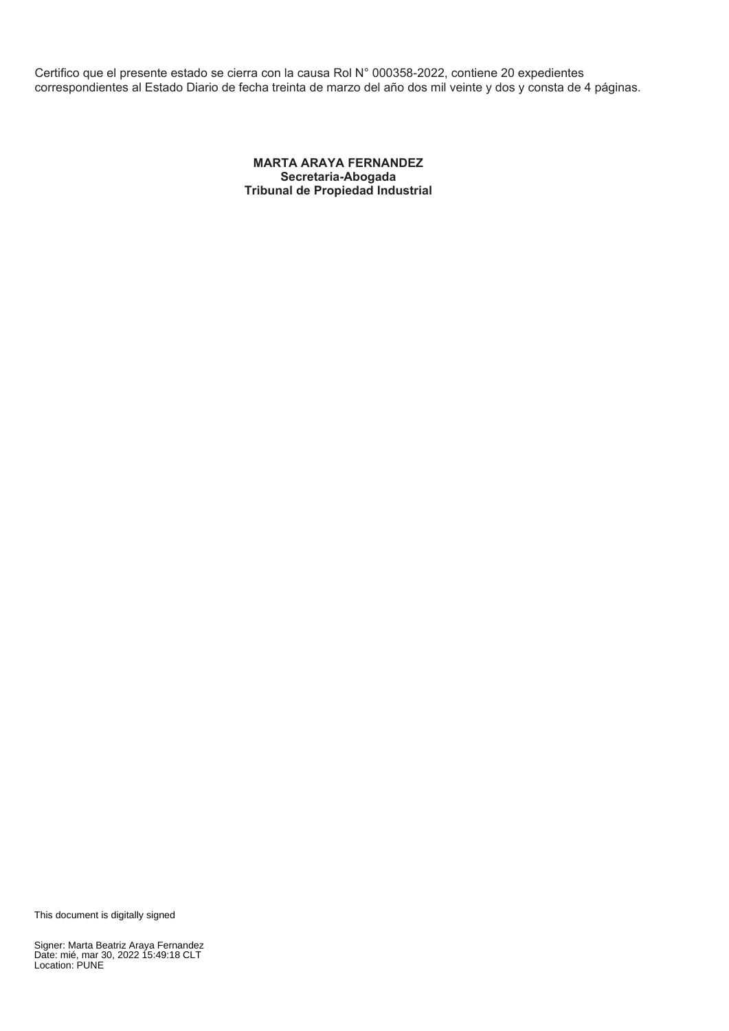Certifico que el presente estado se cierra con la causa Rol N° 000358-2022, contiene 20 expedientes correspondientes al Estado Diario de fecha treinta de marzo del año dos mil veinte y dos y consta de 4 páginas.

**MARTA ARAYA FERNANDEZ**
**Secretaria-Abogada**
**Tribunal de Propiedad Industrial**

This document is digitally signed

Signer: Marta Beatriz Araya Fernandez
Date: mié, mar 30, 2022 15:49:18 CLT
Location: PUNE